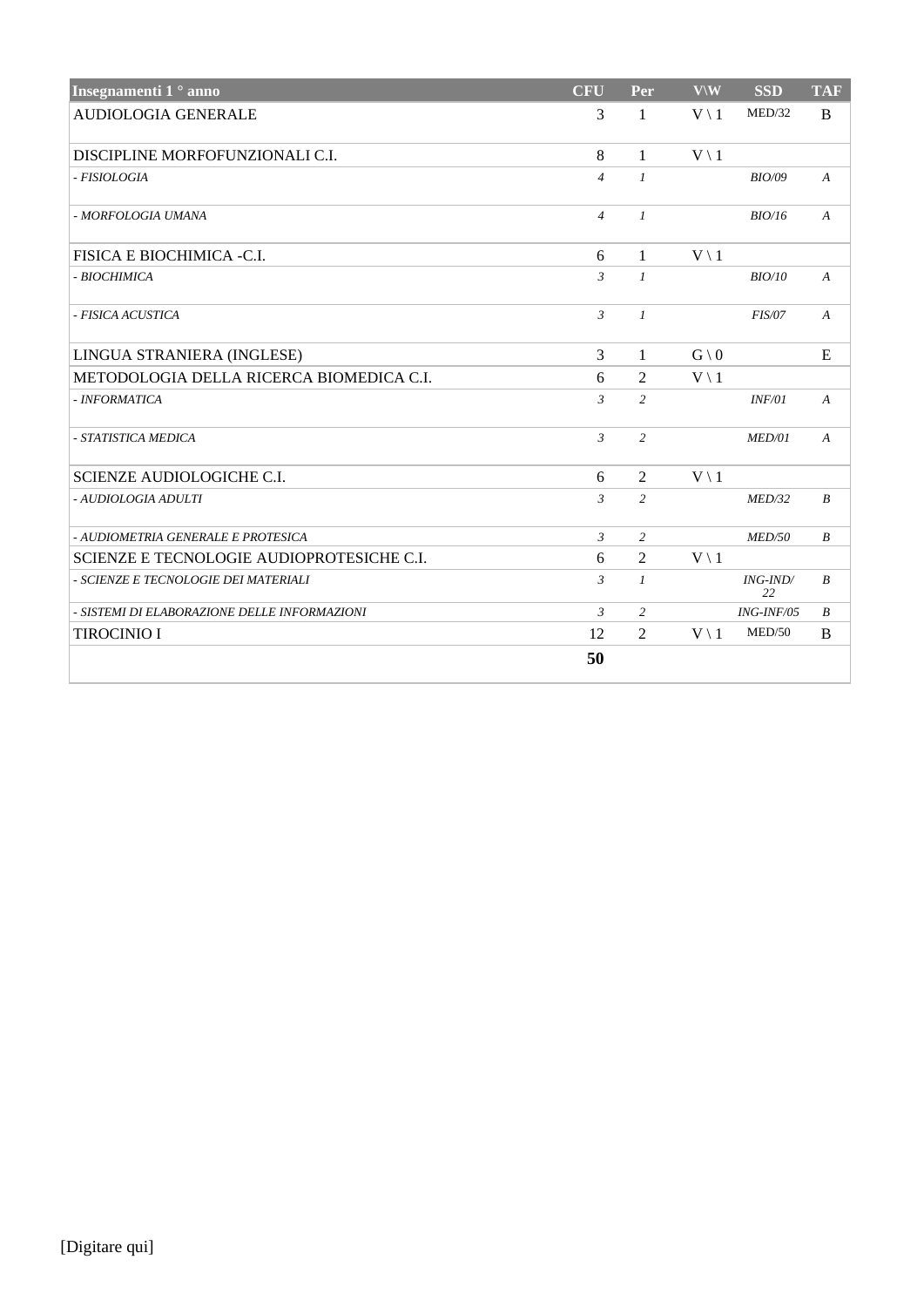| Insegnamenti 1 ° anno | CFU | Per | V\W | SSD | TAF |
|---|---|---|---|---|---|
| AUDIOLOGIA GENERALE | 3 | 1 | V \ 1 | MED/32 | B |
| DISCIPLINE MORFOFUNZIONALI C.I. | 8 | 1 | V \ 1 | | |
| *- FISIOLOGIA* | *4* | *1* | | *BIO/09* | *A* |
| *- MORFOLOGIA UMANA* | *4* | *1* | | *BIO/16* | *A* |
| FISICA E BIOCHIMICA -C.I. | 6 | 1 | V \ 1 | | |
| *- BIOCHIMICA* | *3* | *1* | | *BIO/10* | *A* |
| *- FISICA ACUSTICA* | *3* | *1* | | *FIS/07* | *A* |
| LINGUA STRANIERA (INGLESE) | 3 | 1 | G \ 0 | | E |
| METODOLOGIA DELLA RICERCA BIOMEDICA C.I. | 6 | 2 | V \ 1 | | |
| *- INFORMATICA* | *3* | *2* | | *INF/01* | *A* |
| *- STATISTICA MEDICA* | *3* | *2* | | *MED/01* | *A* |
| SCIENZE AUDIOLOGICHE C.I. | 6 | 2 | V \ 1 | | |
| *- AUDIOLOGIA ADULTI* | *3* | *2* | | *MED/32* | *B* |
| *- AUDIOMETRIA GENERALE E PROTESICA* | *3* | *2* | | *MED/50* | *B* |
| SCIENZE E TECNOLOGIE AUDIOPROTESICHE C.I. | 6 | 2 | V \ 1 | | |
| *- SCIENZE E TECNOLOGIE DEI MATERIALI* | *3* | *1* | | *ING-IND/22* | *B* |
| *- SISTEMI DI ELABORAZIONE DELLE INFORMAZIONI* | *3* | *2* | | *ING-INF/05* | *B* |
| TIROCINIO I | 12 | 2 | V \ 1 | MED/50 | B |
| | **50** | | | | |

[Digitare qui]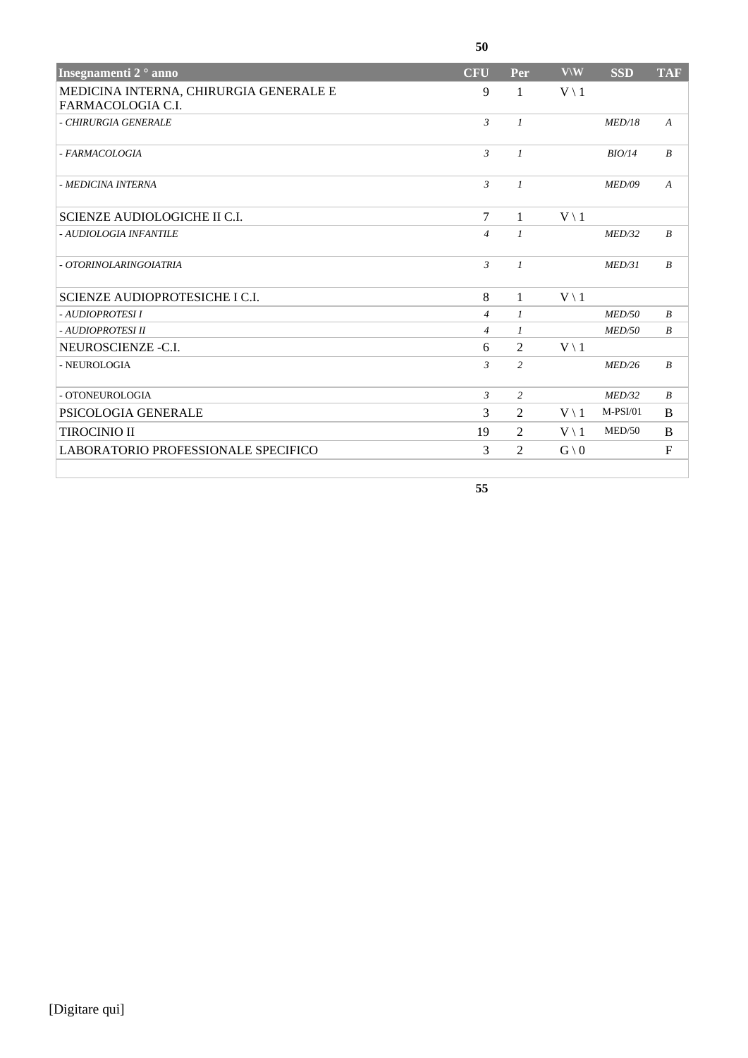50

| Insegnamenti 2 ° anno | CFU | Per | V\W | SSD | TAF |
|---|---|---|---|---|---|
| MEDICINA INTERNA, CHIRURGIA GENERALE E FARMACOLOGIA C.I. | 9 | 1 | V \ 1 | | |
| *- CHIRURGIA GENERALE* | *3* | *1* | | *MED/18* | *A* |
| *- FARMACOLOGIA* | *3* | *1* | | *BIO/14* | *B* |
| *- MEDICINA INTERNA* | *3* | *1* | | *MED/09* | *A* |
| SCIENZE AUDIOLOGICHE II C.I. | 7 | 1 | V \ 1 | | |
| *- AUDIOLOGIA INFANTILE* | *4* | *1* | | *MED/32* | *B* |
| *- OTORINOLARINGOIATRIA* | *3* | *1* | | *MED/31* | *B* |
| SCIENZE AUDIOPROTESICHE I C.I. | 8 | 1 | V \ 1 | | |
| *- AUDIOPROTESI I* | *4* | *1* | | *MED/50* | *B* |
| *- AUDIOPROTESI II* | *4* | *1* | | *MED/50* | *B* |
| NEUROSCIENZE -C.I. | 6 | 2 | V \ 1 | | |
| - NEUROLOGIA | *3* | *2* | | *MED/26* | *B* |
| - OTONEUROLOGIA | *3* | *2* | | *MED/32* | *B* |
| PSICOLOGIA GENERALE | 3 | 2 | V \ 1 | M-PSI/01 | B |
| TIROCINIO II | 19 | 2 | V \ 1 | MED/50 | B |
| LABORATORIO PROFESSIONALE SPECIFICO | 3 | 2 | G \ 0 | | F |
| | | | | | |

55

[Digitare qui]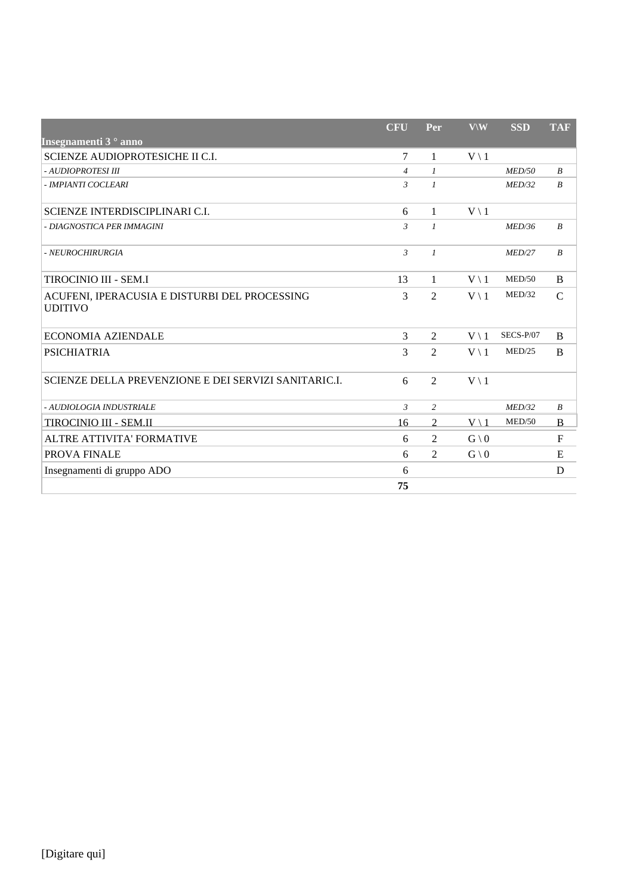| Insegnamenti 3 ° anno | CFU | Per | V\W | SSD | TAF |
|---|---|---|---|---|---|
| SCIENZE AUDIOPROTESICHE II C.I. | 7 | 1 | V \ 1 | | |
| *- AUDIOPROTESI III* | *4* | *1* | | *MED/50* | *B* |
| *- IMPIANTI COCLEARI* | *3* | *1* | | *MED/32* | *B* |
| SCIENZE INTERDISCIPLINARI C.I. | 6 | 1 | V \ 1 | | |
| *- DIAGNOSTICA PER IMMAGINI* | *3* | *1* | | *MED/36* | *B* |
| *- NEUROCHIRURGIA* | *3* | *1* | | *MED/27* | *B* |
| TIROCINIO III - SEM.I | 13 | 1 | V \ 1 | MED/50 | B |
| ACUFENI, IPERACUSIA E DISTURBI DEL PROCESSING UDITIVO | 3 | 2 | V \ 1 | MED/32 | C |
| ECONOMIA AZIENDALE | 3 | 2 | V \ 1 | SECS-P/07 | B |
| PSICHIATRIA | 3 | 2 | V \ 1 | MED/25 | B |
| SCIENZE DELLA PREVENZIONE E DEI SERVIZI SANITARIC.I. | 6 | 2 | V \ 1 | | |
| *- AUDIOLOGIA INDUSTRIALE* | *3* | *2* | | *MED/32* | *B* |
| TIROCINIO III - SEM.II | 16 | 2 | V \ 1 | MED/50 | B |
| ALTRE ATTIVITA' FORMATIVE | 6 | 2 | G \ 0 | | F |
| PROVA FINALE | 6 | 2 | G \ 0 | | E |
| Insegnamenti di gruppo ADO | 6 | | | | D |
| | **75** | | | | |

[Digitare qui]